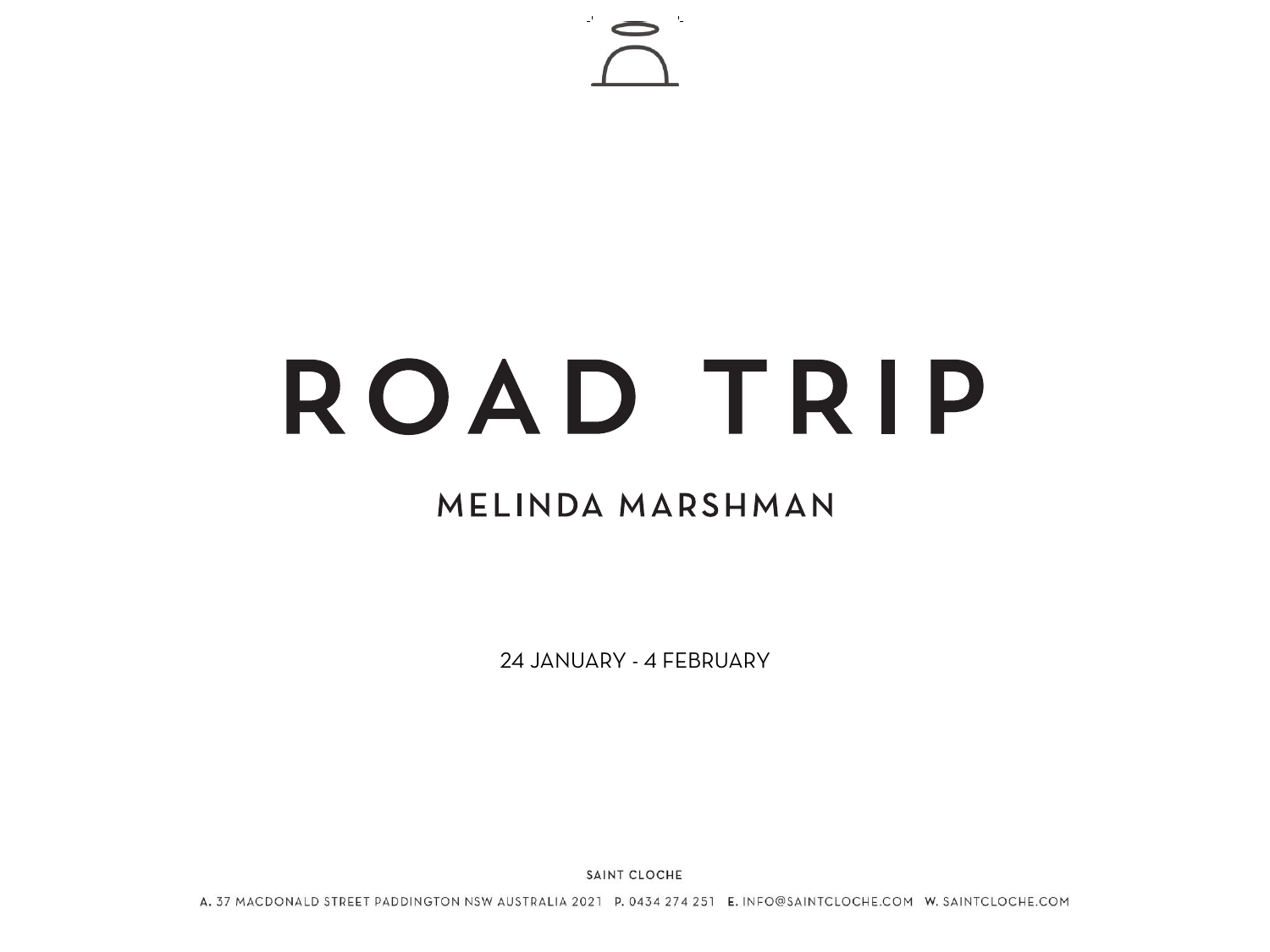# ROAD TRIP

## MELINDA MARSHMAN

24 JANUARY - 4 FEBRUARY

SAINT CLOCHE

**A.** 37 MACDONALD STREET PADDINGTON NSW AUSTRALIA 2021 **P.** 0434 274 251 **E.** INFO@SAINTCLOCHE.COM **W.** SAINTCLOCHE.COM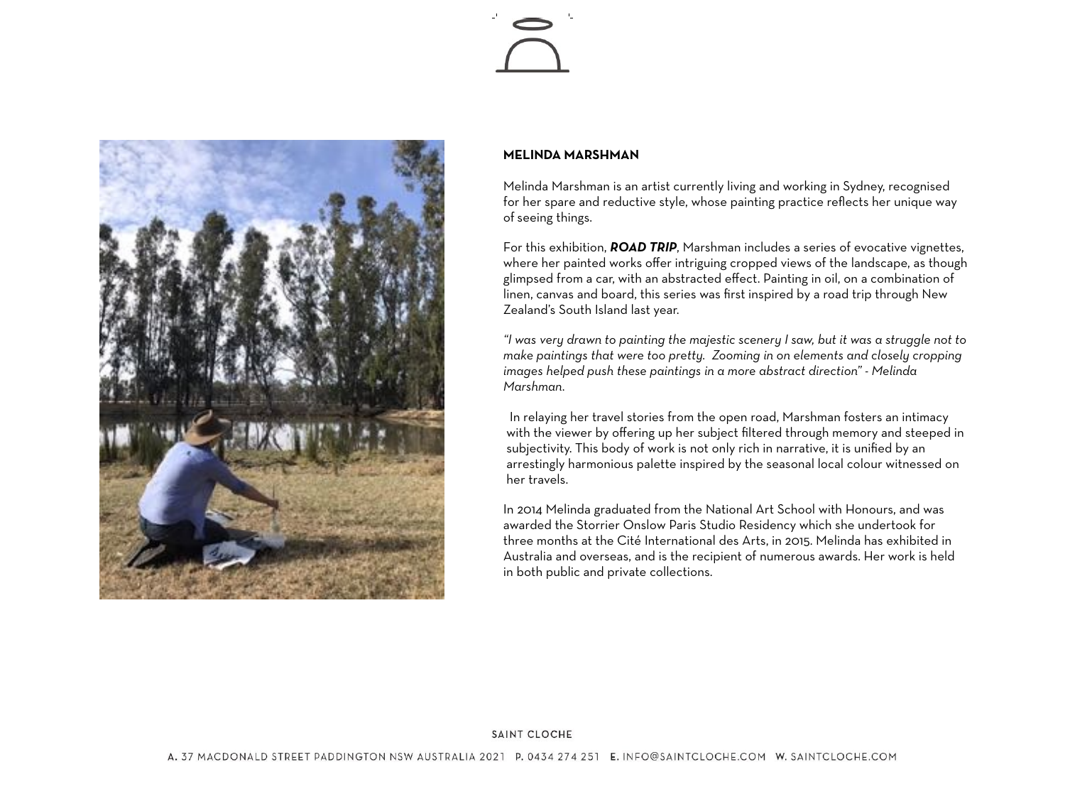## MELINDA MARSHMAN

Melinda Marshman is an artist currently living and working in Sydney, recognised for her spare and reductive style, whose painting practice reflects her unique way of seeing things.

For this exhibition, ***ROAD TRIP***, Marshman includes a series of evocative vignettes, where her painted works offer intriguing cropped views of the landscape, as though glimpsed from a car, with an abstracted effect. Painting in oil, on a combination of linen, canvas and board, this series was first inspired by a road trip through New Zealand's South Island last year.

*"I was very drawn to painting the majestic scenery I saw, but it was a struggle not to make paintings that were too pretty. Zooming in on elements and closely cropping images helped push these paintings in a more abstract direction" - Melinda Marshman.*

In relaying her travel stories from the open road, Marshman fosters an intimacy with the viewer by offering up her subject filtered through memory and steeped in subjectivity. This body of work is not only rich in narrative, it is unified by an arrestingly harmonious palette inspired by the seasonal local colour witnessed on her travels.

In 2014 Melinda graduated from the National Art School with Honours, and was awarded the Storrier Onslow Paris Studio Residency which she undertook for three months at the Cité International des Arts, in 2015. Melinda has exhibited in Australia and overseas, and is the recipient of numerous awards. Her work is held in both public and private collections.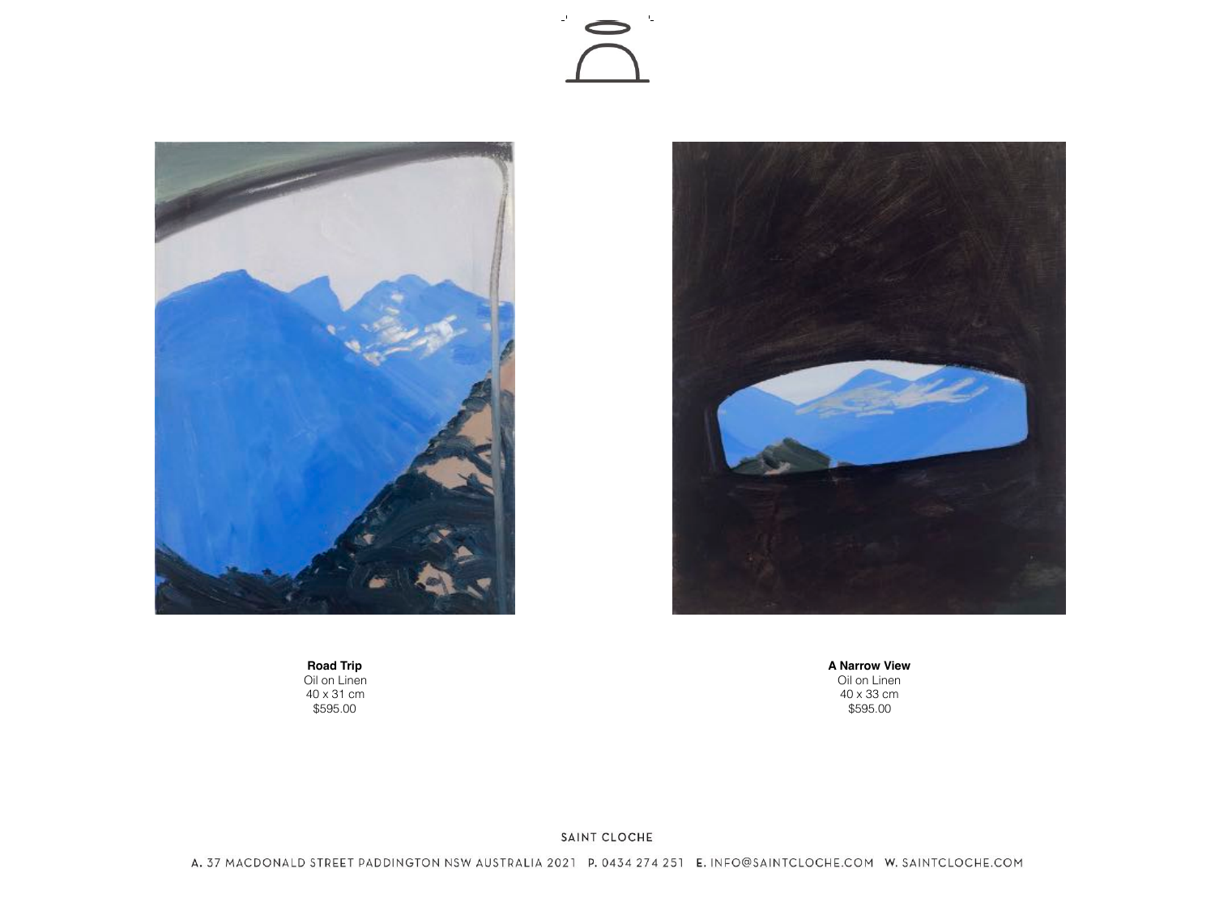**Road Trip**
Oil on Linen
40 x 31 cm
$595.00

**A Narrow View**
Oil on Linen
40 x 33 cm
$595.00

SAINT CLOCHE

A. 37 MACDONALD STREET PADDINGTON NSW AUSTRALIA 2021 P. 0434 274 251 E. INFO@SAINTCLOCHE.COM W. SAINTCLOCHE.COM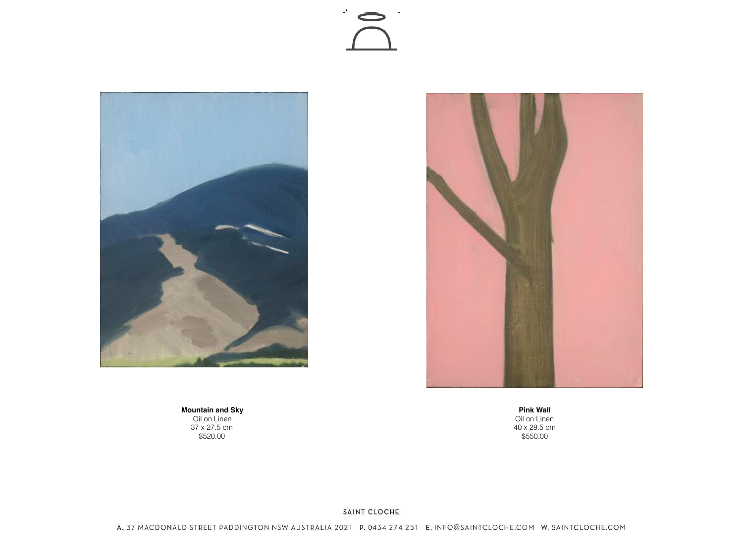**Mountain and Sky**
Oil on Linen
37 x 27.5 cm
$520.00

**Pink Wall**
Oil on Linen
40 x 29.5 cm
$550.00

SAINT CLOCHE

A. 37 MACDONALD STREET PADDINGTON NSW AUSTRALIA 2021 P. 0434 274 251 E. INFO@SAINTCLOCHE.COM W. SAINTCLOCHE.COM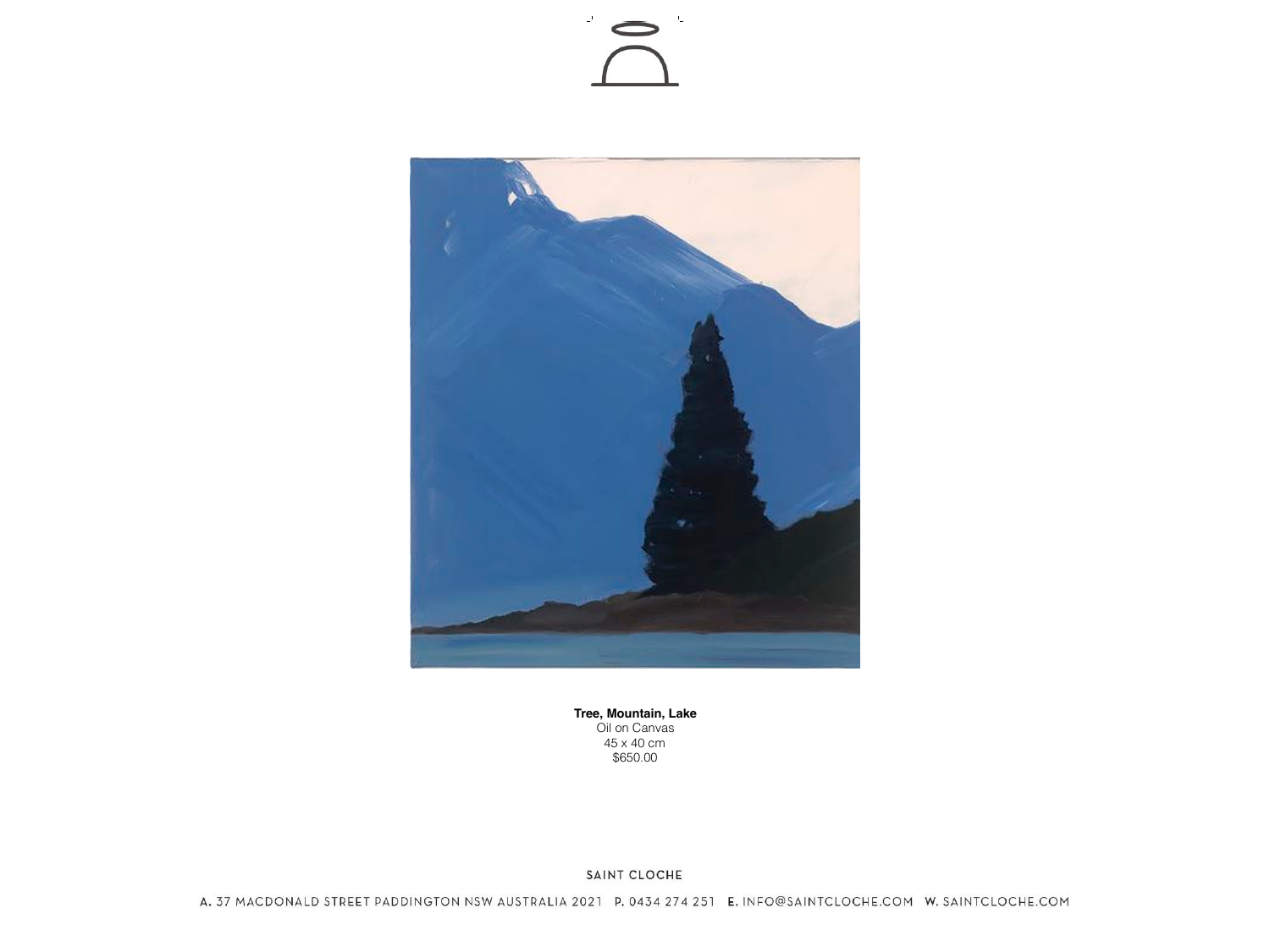**Tree, Mountain, Lake**
Oil on Canvas
45 x 40 cm
$650.00

SAINT CLOCHE

A. 37 MACDONALD STREET PADDINGTON NSW AUSTRALIA 2021 P. 0434 274 251 E. INFO@SAINTCLOCHE.COM W. SAINTCLOCHE.COM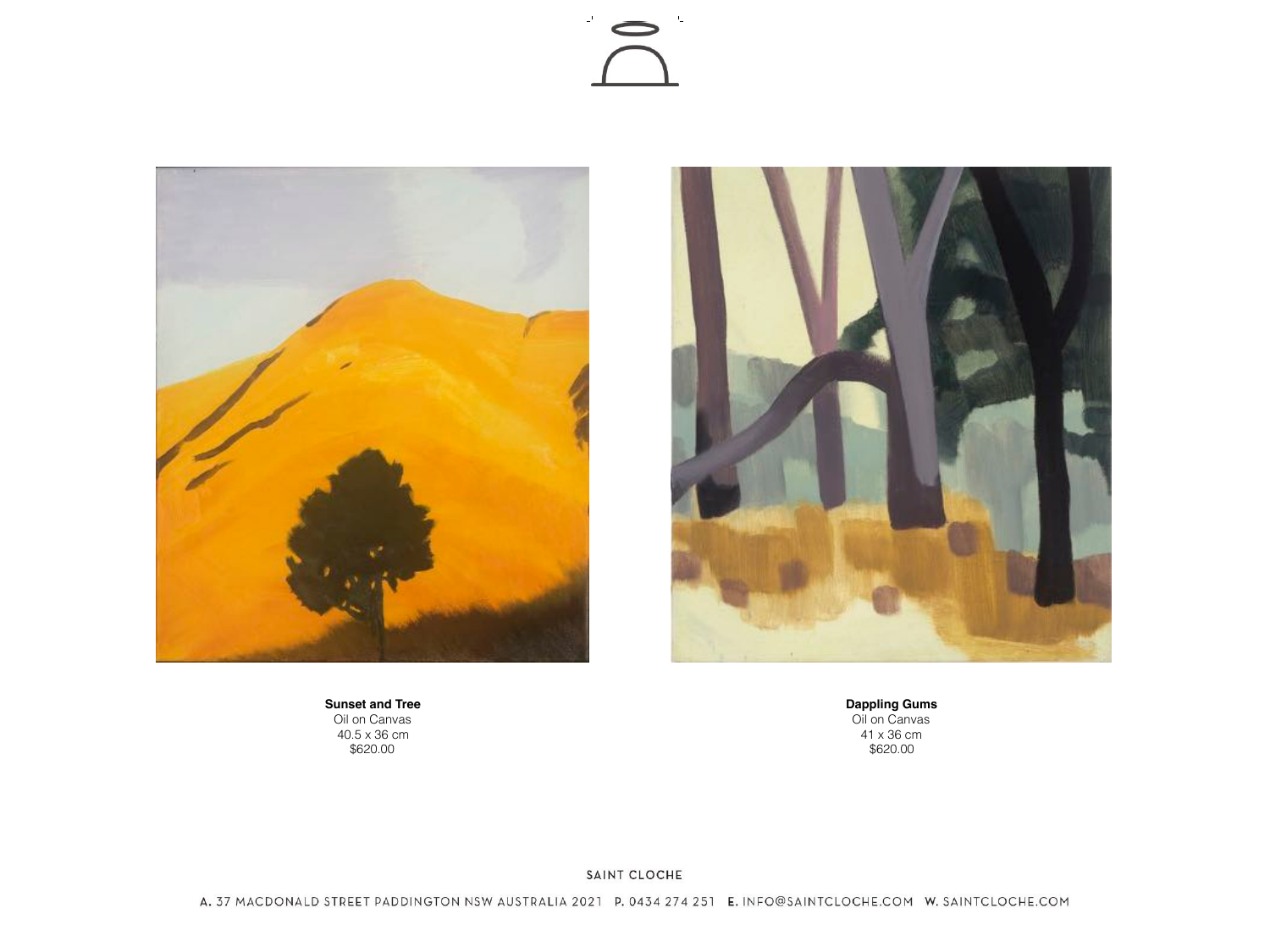**Sunset and Tree**
Oil on Canvas
40.5 x 36 cm
$620.00

**Dappling Gums**
Oil on Canvas
41 x 36 cm
$620.00

SAINT CLOCHE

A. 37 MACDONALD STREET PADDINGTON NSW AUSTRALIA 2021 P. 0434 274 251 E. INFO@SAINTCLOCHE.COM W. SAINTCLOCHE.COM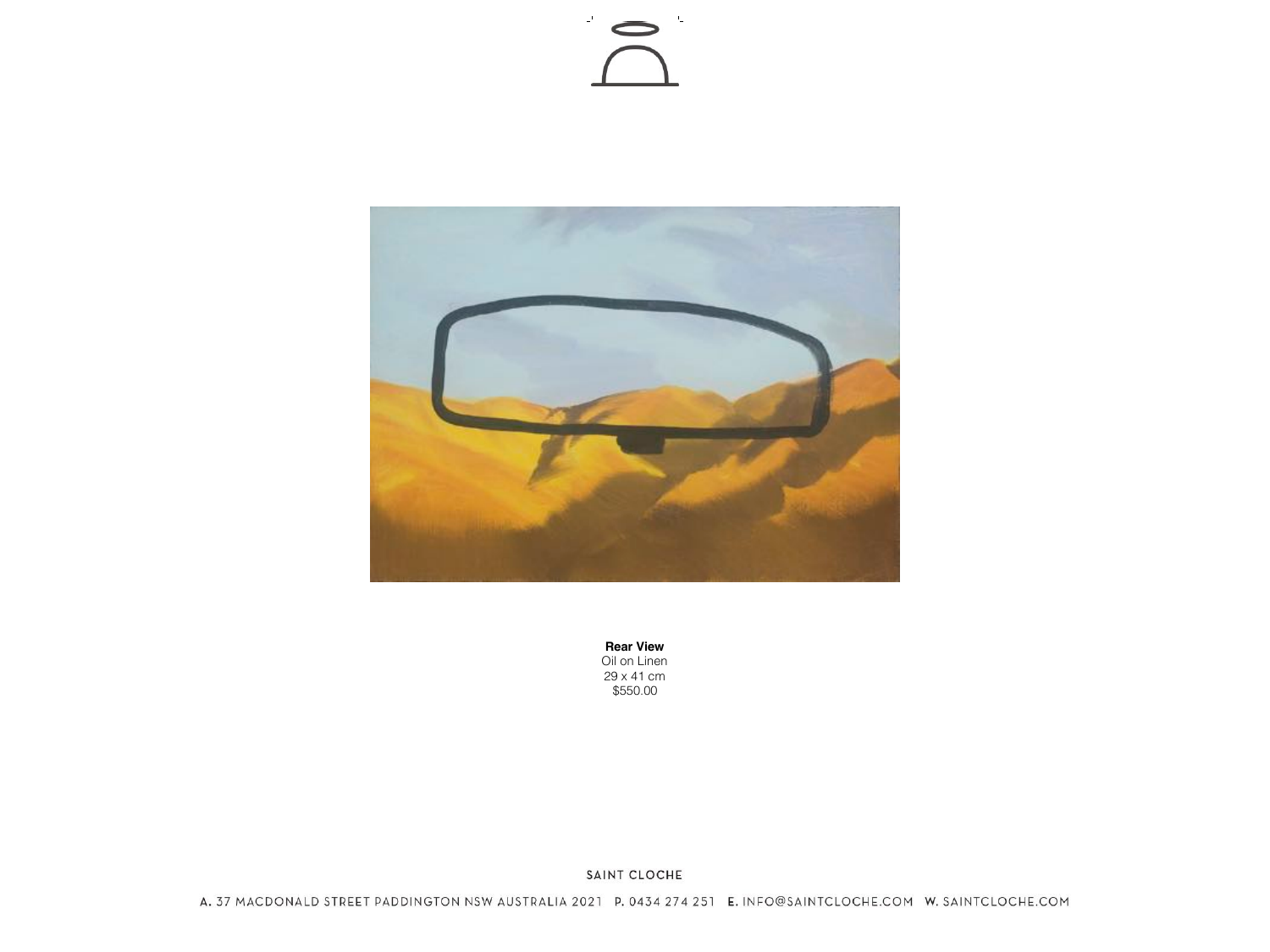**Rear View**
Oil on Linen
29 x 41 cm
$550.00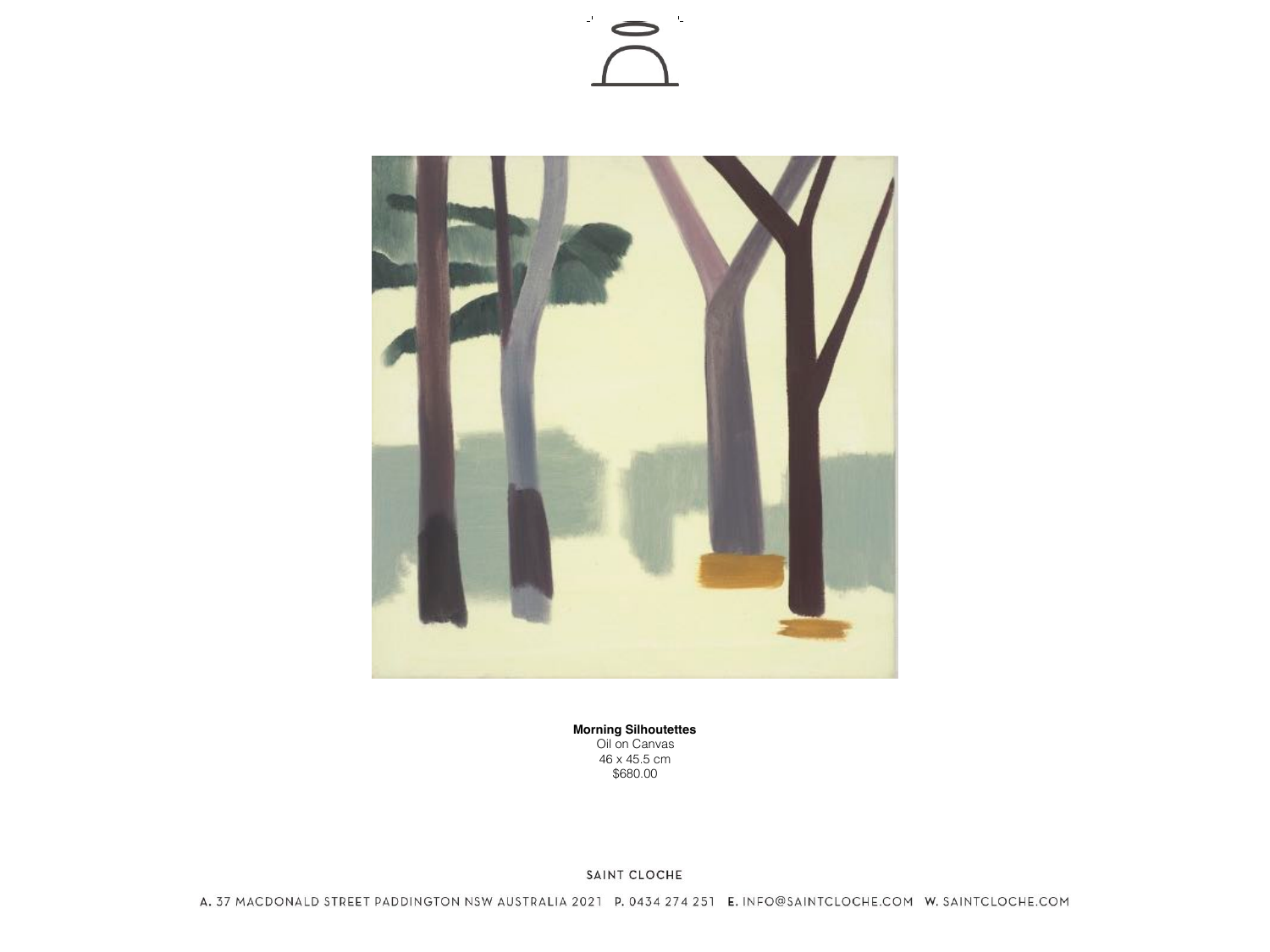**Morning Silhoutettes**
Oil on Canvas
46 x 45.5 cm
$680.00

SAINT CLOCHE

A. 37 MACDONALD STREET PADDINGTON NSW AUSTRALIA 2021 P. 0434 274 251 E. INFO@SAINTCLOCHE.COM W. SAINTCLOCHE.COM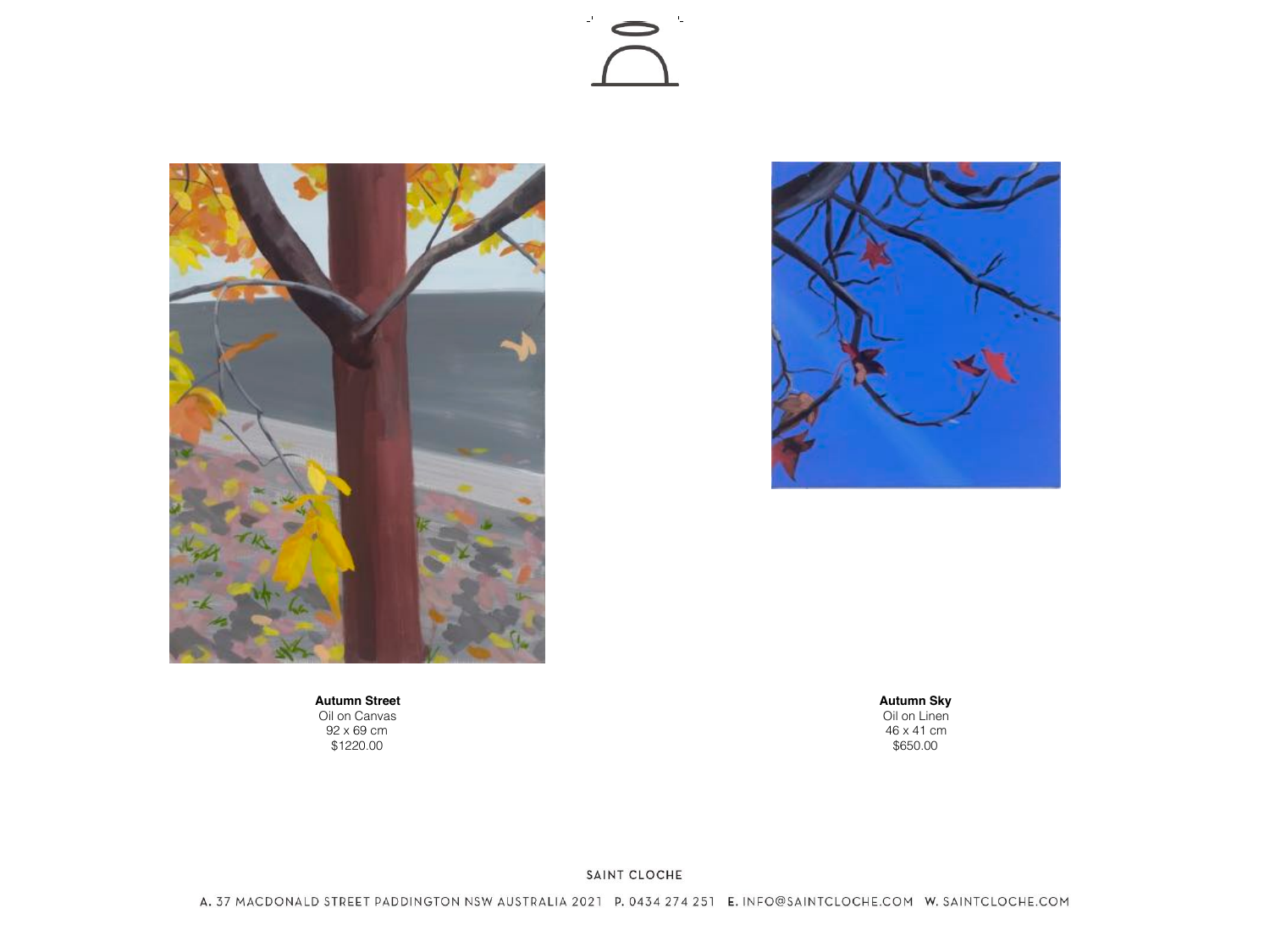**Autumn Street**
Oil on Canvas
92 x 69 cm
$1220.00

**Autumn Sky**
Oil on Linen
46 x 41 cm
$650.00

SAINT CLOCHE

A. 37 MACDONALD STREET PADDINGTON NSW AUSTRALIA 2021 P. 0434 274 251 E. INFO@SAINTCLOCHE.COM W. SAINTCLOCHE.COM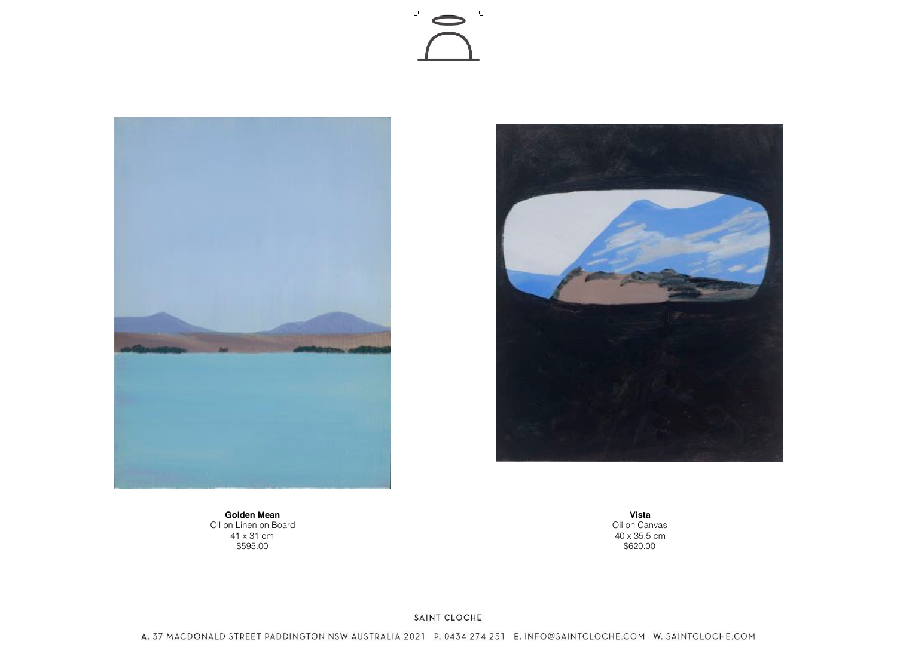**Golden Mean**
Oil on Linen on Board
41 x 31 cm
$595.00

**Vista**
Oil on Canvas
40 x 35.5 cm
$620.00

SAINT CLOCHE

A. 37 MACDONALD STREET PADDINGTON NSW AUSTRALIA 2021 P. 0434 274 251 E. INFO@SAINTCLOCHE.COM W. SAINTCLOCHE.COM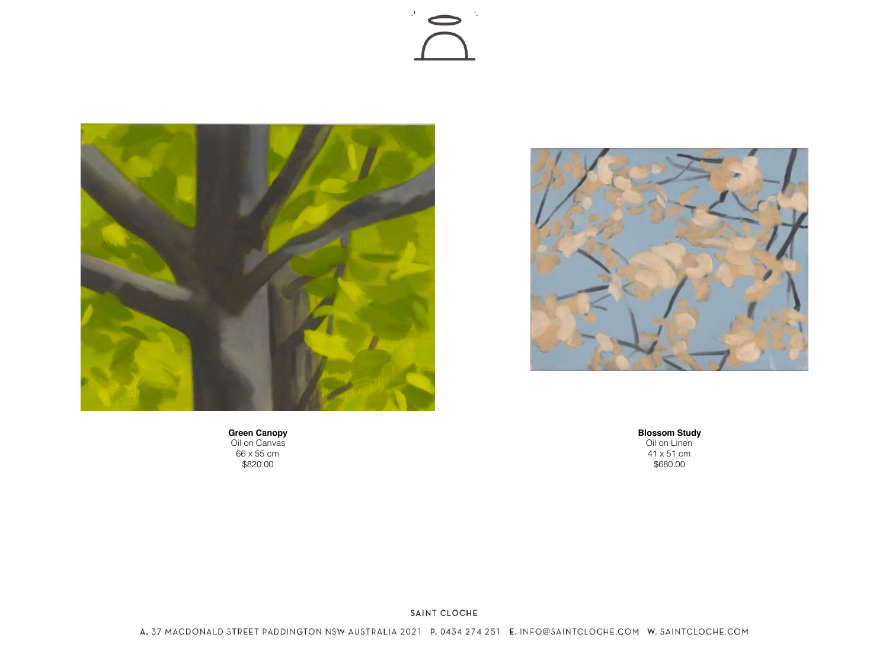**Green Canopy**
Oil on Canvas
66 x 55 cm
$820.00

**Blossom Study**
Oil on Linen
41 x 51 cm
$680.00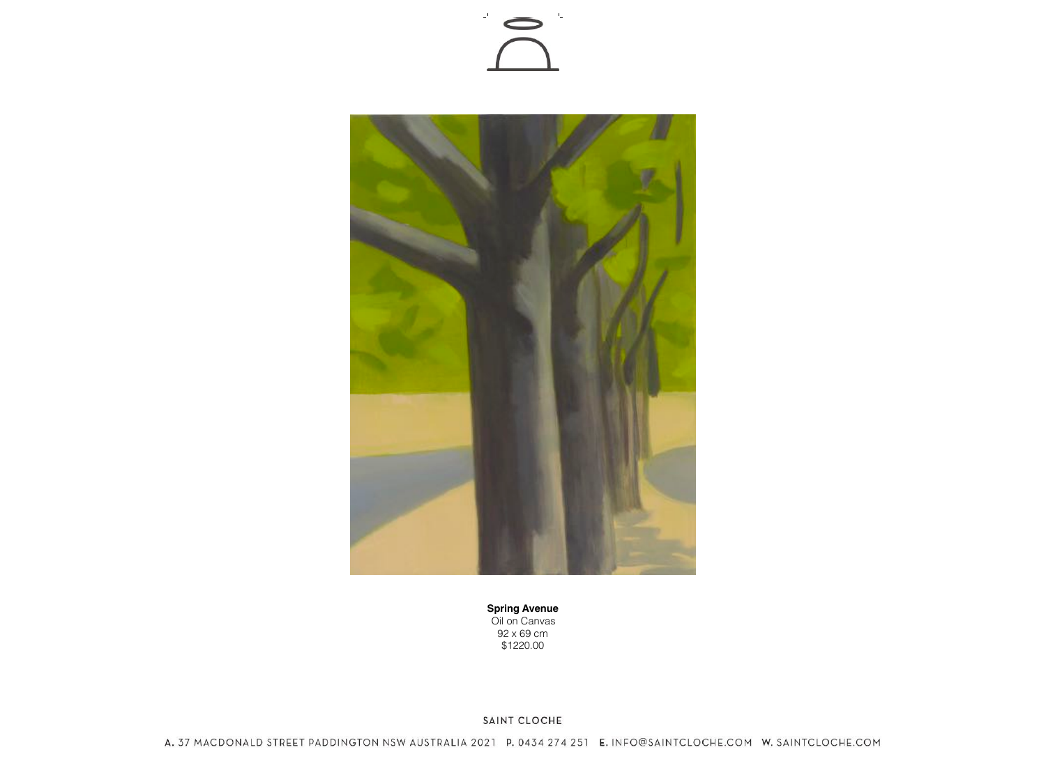**Spring Avenue**
Oil on Canvas
92 x 69 cm
$1220.00

SAINT CLOCHE

A. 37 MACDONALD STREET PADDINGTON NSW AUSTRALIA 2021 P. 0434 274 251 E. INFO@SAINTCLOCHE.COM W. SAINTCLOCHE.COM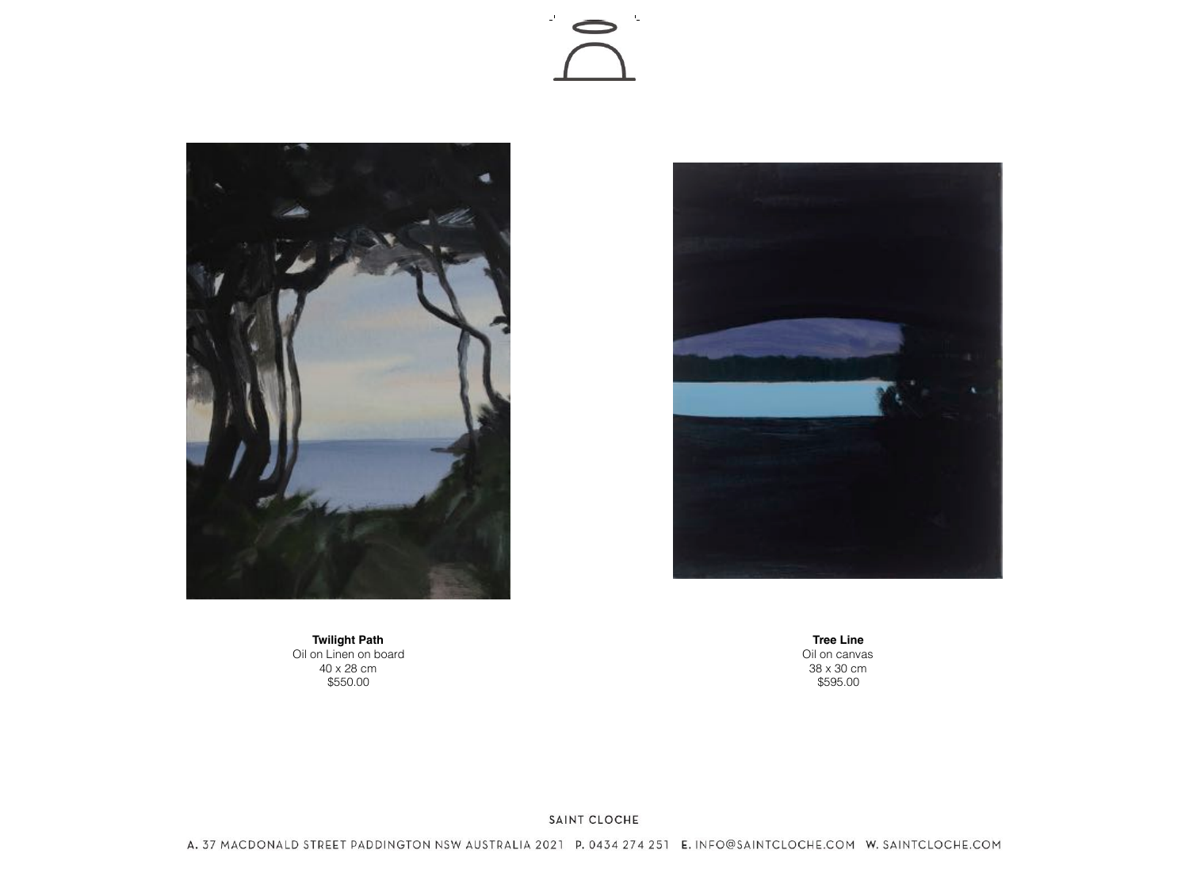**Twilight Path**
Oil on Linen on board
40 x 28 cm
$550.00

**Tree Line**
Oil on canvas
38 x 30 cm
$595.00

SAINT CLOCHE

A. 37 MACDONALD STREET PADDINGTON NSW AUSTRALIA 2021 P. 0434 274 251 E. INFO@SAINTCLOCHE.COM W. SAINTCLOCHE.COM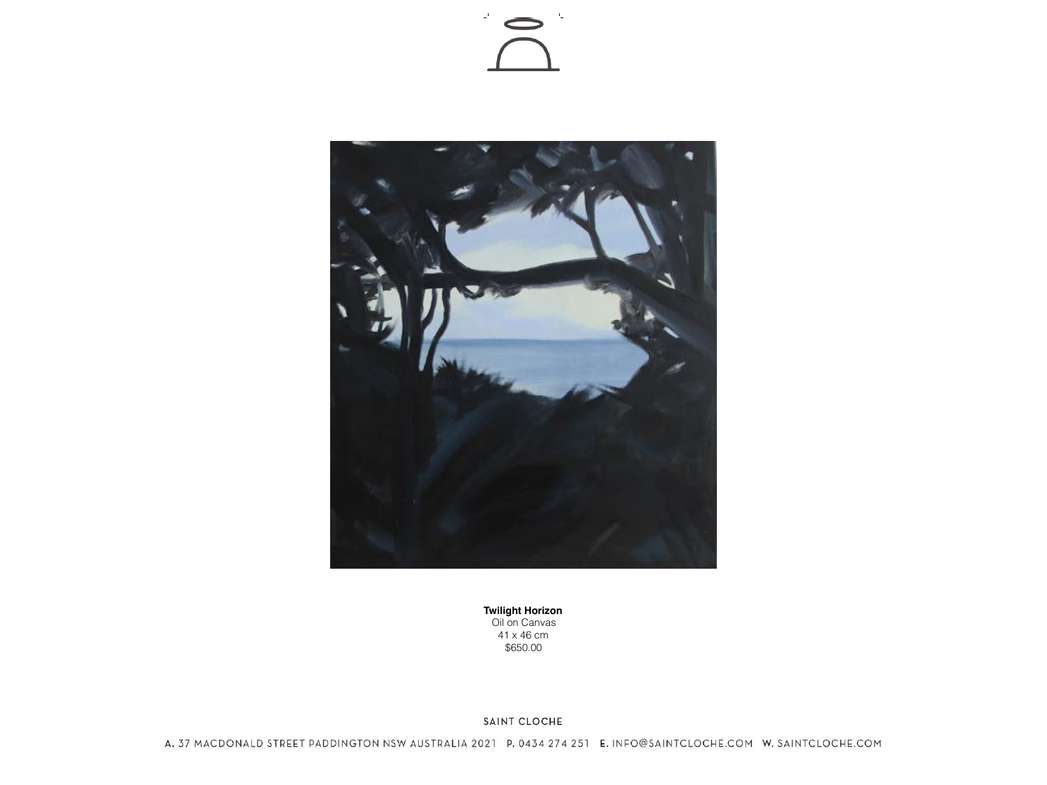**Twilight Horizon**
Oil on Canvas
41 x 46 cm
$650.00

SAINT CLOCHE

A. 37 MACDONALD STREET PADDINGTON NSW AUSTRALIA 2021 P. 0434 274 251 E. INFO@SAINTCLOCHE.COM W. SAINTCLOCHE.COM